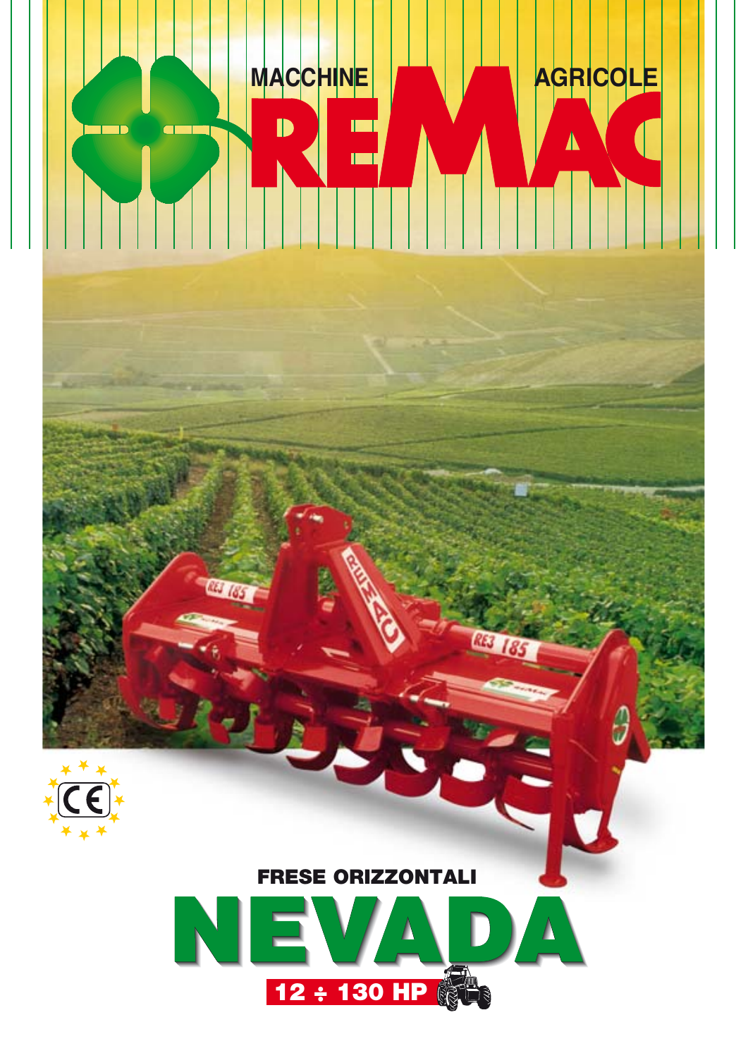MACCHINE AGRICOLE

# REMAC

## FRESE ORIZZONTALI

# NEVADA

**12 ÷ 130 HP**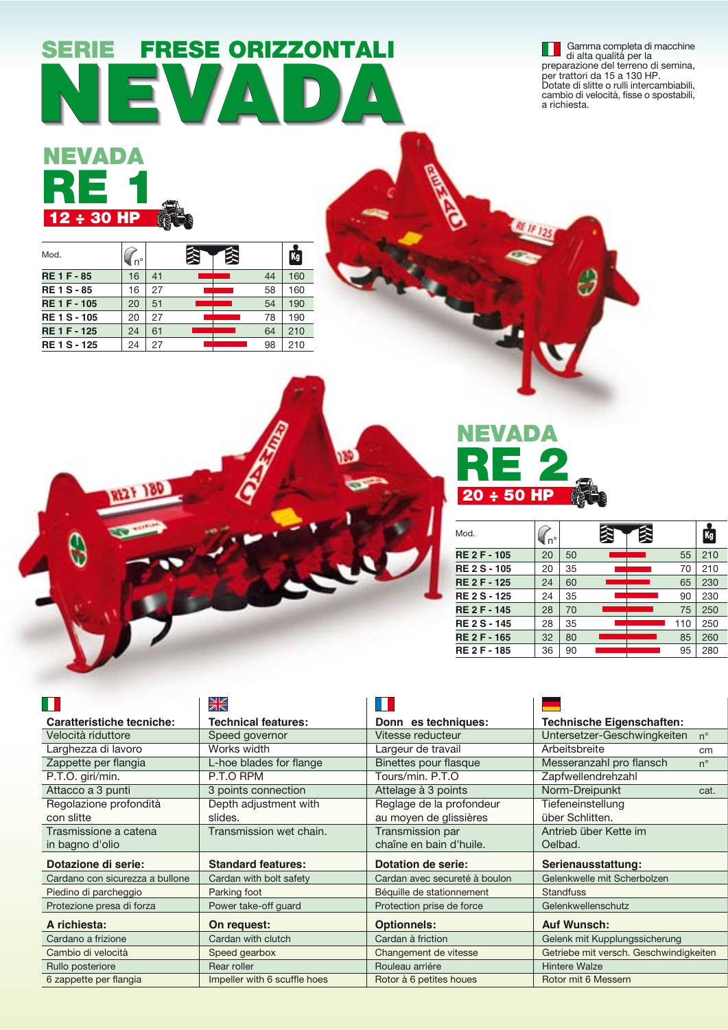# SERIE FRESE ORIZZONTALI NEVADA

Gamma completa di macchine di alta qualità per la preparazione del terreno di semina, per trattori da 15 a 130 HP. Dotate di slitte o rulli intercambiabili, cambio di velocità, fisse o spostabili, a richiesta.

## NEVADA RE 1

**12 ÷ 30 HP**

| Mod. | n° | | | Kg |
|---|---|---|---|---|
| **RE 1 F - 85** | 16 | 41 | 44 | 160 |
| **RE 1 S - 85** | 16 | 27 | 58 | 160 |
| **RE 1 F - 105** | 20 | 51 | 54 | 190 |
| **RE 1 S - 105** | 20 | 27 | 78 | 190 |
| **RE 1 F - 125** | 24 | 61 | 64 | 210 |
| **RE 1 S - 125** | 24 | 27 | 98 | 210 |

## NEVADA RE 2

**20 ÷ 50 HP**

| Mod. | n° | | | Kg |
|---|---|---|---|---|
| **RE 2 F - 105** | 20 | 50 | 55 | 210 |
| **RE 2 S - 105** | 20 | 35 | 70 | 210 |
| **RE 2 F - 125** | 24 | 60 | 65 | 230 |
| **RE 2 S - 125** | 24 | 35 | 90 | 230 |
| **RE 2 F - 145** | 28 | 70 | 75 | 250 |
| **RE 2 S - 145** | 28 | 35 | 110 | 250 |
| **RE 2 F - 165** | 32 | 80 | 85 | 260 |
| **RE 2 F - 185** | 36 | 90 | 95 | 280 |

| **Caratteristiche tecniche:** | **Technical features:** | **Donn es techniques:** | **Technische Eigenschaften:** |
|---|---|---|---|
| Velocità riduttore | Speed governor | Vitesse reducteur | Untersetzer-Geschwingkeiten n° |
| Larghezza di lavoro | Works width | Largeur de travail | Arbeitsbreite cm |
| Zappette per flangia | L-hoe blades for flange | Binettes pour flasque | Messeranzahl pro flansch n° |
| P.T.O. giri/min. | P.T.O RPM | Tours/min. P.T.O | Zapfwellendrehzahl |
| Attacco a 3 punti | 3 points connection | Attelage à 3 points | Norm-Dreipunkt cat. |
| Regolazione profondità con slitte | Depth adjustment with slides. | Reglage de la profondeur au moyen de glissières | Tiefeneinstellung über Schlitten. |
| Trasmissione a catena in bagno d'olio | Transmission wet chain. | Transmission par chaîne en bain d'huile. | Antrieb über Kette im Oelbad. |
| **Dotazione di serie:** | **Standard features:** | **Dotation de serie:** | **Serienausstattung:** |
| Cardano con sicurezza a bullone | Cardan with bolt safety | Cardan avec secureté à boulon | Gelenkwelle mit Scherbolzen |
| Piedino di parcheggio | Parking foot | Béquille de stationnement | Standfuss |
| Protezione presa di forza | Power take-off guard | Protection prise de force | Gelenkwellenschutz |
| **A richiesta:** | **On request:** | **Optionnels:** | **Auf Wunsch:** |
| Cardano a frizione | Cardan with clutch | Cardan à friction | Gelenk mit Kupplungssicherung |
| Cambio di velocità | Speed gearbox | Changement de vitesse | Getriebe mit versch. Geschwindigkeiten |
| Rullo posteriore | Rear roller | Rouleau arriére | Hintere Walze |
| 6 zappette per flangia | Impeller with 6 scuffle hoes | Rotor à 6 petites houes | Rotor mit 6 Messern |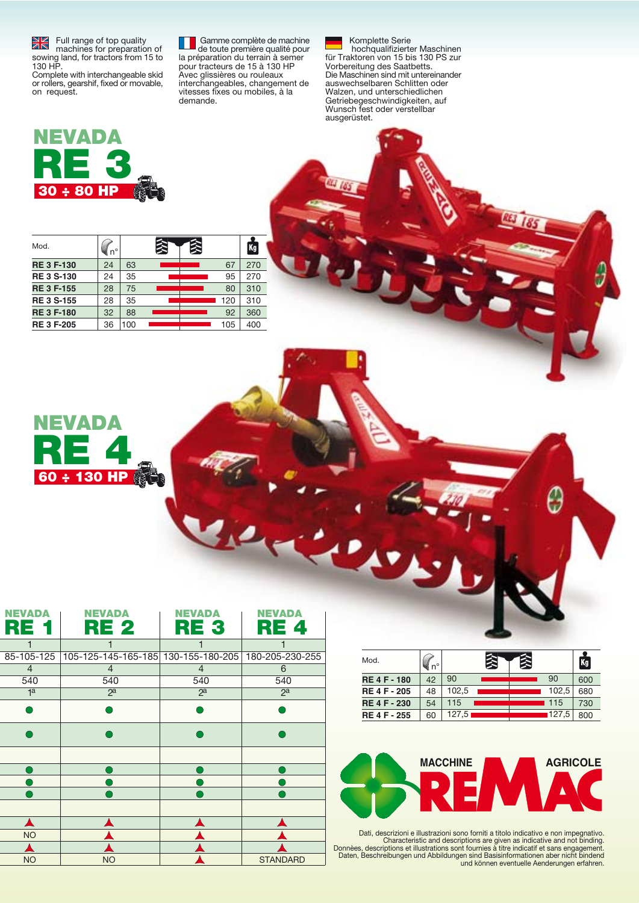Full range of top quality machines for preparation of sowing land, for tractors from 15 to 130 HP.
Complete with interchangeable skid or rollers, gearshif, fixed or movable, on request.

Gamme complète de machine de toute première qualité pour la préparation du terrain à semer pour tracteurs de 15 à 130 HP
Avec glissières ou rouleaux interchangeables, changement de vitesses fixes ou mobiles, à la demande.

Komplette Serie hochqualifizierter Maschinen für Traktoren von 15 bis 130 PS zur Vorbereitung des Saatbetts.
Die Maschinen sind mit untereinander auswechselbaren Schlitten oder Walzen, und unterschiedlichen Getriebegeschwindigkeiten, auf Wunsch fest oder verstellbar ausgerüstet.

# NEVADA RE 3

**30 ÷ 80 HP**

| Mod. | n° | | | Kg |
|---|---|---|---|---|
| **RE 3 F-130** | 24 | 63 | 67 | 270 |
| **RE 3 S-130** | 24 | 35 | 95 | 270 |
| **RE 3 F-155** | 28 | 75 | 80 | 310 |
| **RE 3 S-155** | 28 | 35 | 120 | 310 |
| **RE 3 F-180** | 32 | 88 | 92 | 360 |
| **RE 3 F-205** | 36 | 100 | 105 | 400 |

# NEVADA RE 4

**60 ÷ 130 HP**

| Mod. | n° | | | Kg |
|---|---|---|---|---|
| **RE 4 F - 180** | 42 | 90 | 90 | 600 |
| **RE 4 F - 205** | 48 | 102,5 | 102,5 | 680 |
| **RE 4 F - 230** | 54 | 115 | 115 | 730 |
| **RE 4 F - 255** | 60 | 127,5 | 127,5 | 800 |

| NEVADA RE 1 | NEVADA RE 2 | NEVADA RE 3 | NEVADA RE 4 |
|---|---|---|---|
| 1 | 1 | 1 | 1 |
| 85-105-125 | 105-125-145-165-185 | 130-155-180-205 | 180-205-230-255 |
| 4 | 4 | 4 | 6 |
| 540 | 540 | 540 | 540 |
| 1ª | 2ª | 2ª | 2ª |
| ● | ● | ● | ● |
| ● | ● | ● | ● |
| | | | |
| ● | ● | ● | ● |
| ● | ● | ● | ● |
| ● | ● | ● | ● |
| | | | |
| ▲ | ▲ | ▲ | ▲ |
| NO | ▲ | ▲ | ▲ |
| ▲ | ▲ | ▲ | ▲ |
| NO | NO | ▲ | STANDARD |

MACCHINE AGRICOLE REMAC

Dati, descrizioni e illustrazioni sono forniti a titolo indicativo e non impegnativo.
Characteristic and descriptions are given as indicative and not binding.
Donnèes, descriptions et illustrations sont fournies à titre indicatif et sans engagement.
Daten, Beschreibungen und Abbildungen sind Basisinformationen aber nicht bindend und können eventuelle Aenderungen erfahren.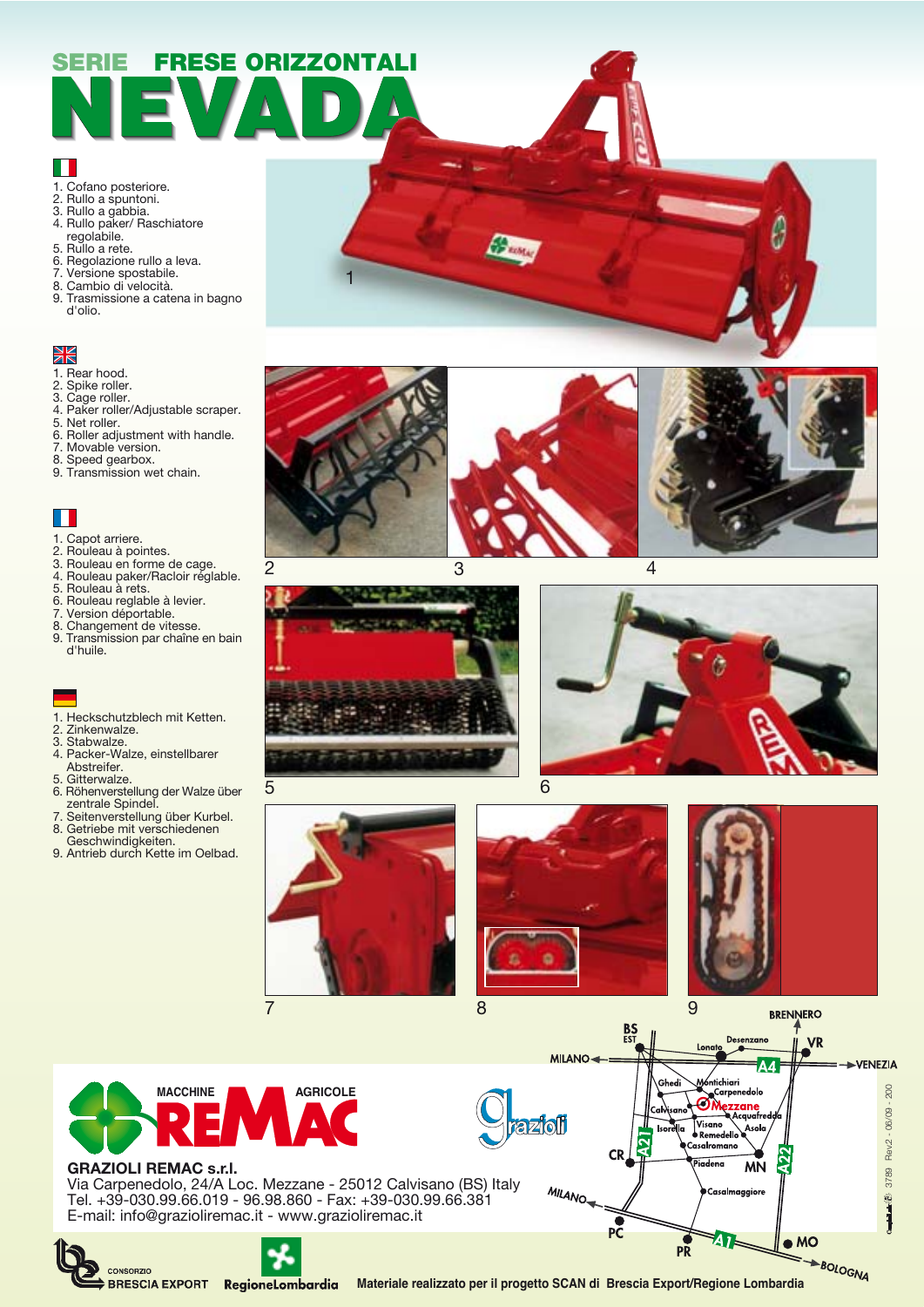# SERIE FRESE ORIZZONTALI NEVADA

1. Cofano posteriore.
2. Rullo a spuntoni.
3. Rullo a gabbia.
4. Rullo paker/ Raschiatore regolabile.
5. Rullo a rete.
6. Regolazione rullo a leva.
7. Versione spostabile.
8. Cambio di velocità.
9. Trasmissione a catena in bagno d'olio.

1. Rear hood.
2. Spike roller.
3. Cage roller.
4. Paker roller/Adjustable scraper.
5. Net roller.
6. Roller adjustment with handle.
7. Movable version.
8. Speed gearbox.
9. Transmission wet chain.

1. Capot arriere.
2. Rouleau à pointes.
3. Rouleau en forme de cage.
4. Rouleau paker/Racloir réglable.
5. Rouleau à rets.
6. Rouleau reglable à levier.
7. Version déportable.
8. Changement de vitesse.
9. Transmission par chaîne en bain d'huile.

1. Heckschutzblech mit Ketten.
2. Zinkenwalze.
3. Stabwalze.
4. Packer-Walze, einstellbarer Abstreifer.
5. Gitterwalze.
6. Röhenverstellung der Walze über zentrale Spindel.
7. Seitenverstellung über Kurbel.
8. Getriebe mit verschiedenen Geschwindigkeiten.
9. Antrieb durch Kette im Oelbad.

1

2

3

4

5

6

7

8

9

MACCHINE AGRICOLE REMAC

**GRAZIOLI REMAC s.r.l.**
Via Carpenedolo, 24/A Loc. Mezzane - 25012 Calvisano (BS) Italy
Tel. +39-030.99.66.019 - 96.98.860 - Fax: +39-030.99.66.381
E-mail: info@grazioliremac.it - www.grazioliremac.it

CONSORZIO BRESCIA EXPORT

RegioneLombardia

**Materiale realizzato per il progetto SCAN di Brescia Export/Regione Lombardia**

Rev.2 - 06/09 - 200